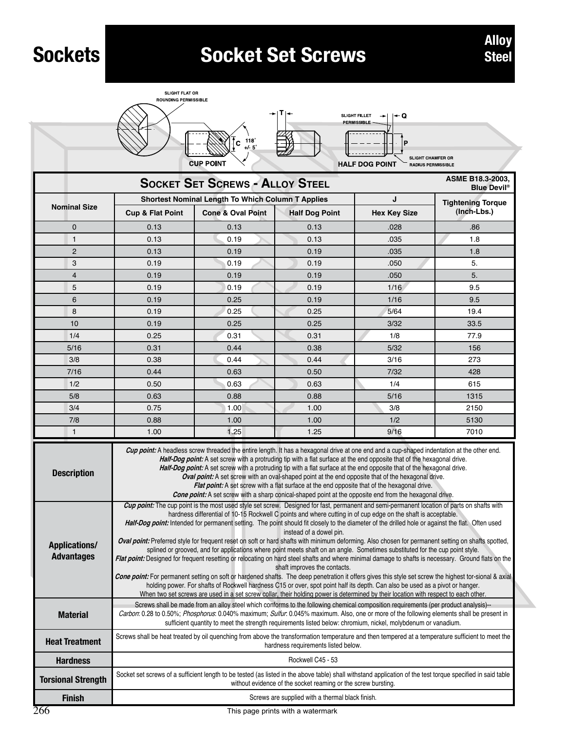# Sockets — Socket Set Screws

**Alloy Steel**

SLIGHT FLAT OR ROUNDING PERMISSIBLE

CUP POINT — C, 118° +/- 5°

T

HALF DOG POINT — SLIGHT FILLET PERMISSIBLE, Q, P, SLIGHT CHAMFER OR RADIUS PERMISSIBLE

## Socket Set Screws - Alloy Steel

ASME B18.3-2003, Blue Devil®

| Nominal Size | Shortest Nominal Length To Which Column T Applies | | | J | Tightening Torque (Inch-Lbs.) |
|---|---|---|---|---|---|
| | Cup & Flat Point | Cone & Oval Point | Half Dog Point | Hex Key Size | |
| 0 | 0.13 | 0.13 | 0.13 | .028 | .86 |
| 1 | 0.13 | 0.19 | 0.13 | .035 | 1.8 |
| 2 | 0.13 | 0.19 | 0.19 | .035 | 1.8 |
| 3 | 0.19 | 0.19 | 0.19 | .050 | 5. |
| 4 | 0.19 | 0.19 | 0.19 | .050 | 5. |
| 5 | 0.19 | 0.19 | 0.19 | 1/16 | 9.5 |
| 6 | 0.19 | 0.25 | 0.19 | 1/16 | 9.5 |
| 8 | 0.19 | 0.25 | 0.25 | 5/64 | 19.4 |
| 10 | 0.19 | 0.25 | 0.25 | 3/32 | 33.5 |
| 1/4 | 0.25 | 0.31 | 0.31 | 1/8 | 77.9 |
| 5/16 | 0.31 | 0.44 | 0.38 | 5/32 | 156 |
| 3/8 | 0.38 | 0.44 | 0.44 | 3/16 | 273 |
| 7/16 | 0.44 | 0.63 | 0.50 | 7/32 | 428 |
| 1/2 | 0.50 | 0.63 | 0.63 | 1/4 | 615 |
| 5/8 | 0.63 | 0.88 | 0.88 | 5/16 | 1315 |
| 3/4 | 0.75 | 1.00 | 1.00 | 3/8 | 2150 |
| 7/8 | 0.88 | 1.00 | 1.00 | 1/2 | 5130 |
| 1 | 1.00 | 1.25 | 1.25 | 9/16 | 7010 |

| | |
|---|---|
| **Description** | ***Cup point:*** A headless screw threaded the entire length. It has a hexagonal drive at one end and a cup-shaped indentation at the other end. ***Half-Dog point:*** A set screw with a protruding tip with a flat surface at the end opposite that of the hexagonal drive. ***Half-Dog point:*** A set screw with a protruding tip with a flat surface at the end opposite that of the hexagonal drive. ***Oval point:*** A set screw with an oval-shaped point at the end opposite that of the hexagonal drive. ***Flat point:*** A set screw with a flat surface at the end opposite that of the hexagonal drive. ***Cone point:*** A set screw with a sharp conical-shaped point at the opposite end from the hexagonal drive. |
| **Applications/ Advantages** | ***Cup point:*** The cup point is the most used style set screw. Designed for fast, permanent and semi-permanent location of parts on shafts with hardness differential of 10-15 Rockwell C points and where cutting in of cup edge on the shaft is acceptable. ***Half-Dog point:*** Intended for permanent setting. The point should fit closely to the diameter of the drilled hole or against the flat. Often used instead of a dowel pin. ***Oval point:*** Preferred style for frequent reset on soft or hard shafts with minimum deforming. Also chosen for permanent setting on shafts spotted, splined or grooved, and for applications where point meets shaft on an angle. Sometimes substituted for the cup point style. ***Flat point:*** Designed for frequent resetting or relocating on hard steel shafts and where minimal damage to shafts is necessary. Ground flats on the shaft improves the contacts. ***Cone point:*** For permanent setting on soft or hardened shafts. The deep penetration it offers gives this style set screw the highest tor-sional & axial holding power. For shafts of Rockwell hardness C15 or over, spot point half its depth. Can also be used as a pivot or hanger. When two set screws are used in a set screw collar, their holding power is determined by their location with respect to each other. |
| **Material** | Screws shall be made from an alloy steel which conforms to the following chemical composition requirements (per product analysis)-- *Carbon*: 0.28 to 0.50%; *Phosphorus*: 0.040% maximum; *Sulfur*: 0.045% maximum. Also, one or more of the following elements shall be present in sufficient quantity to meet the strength requirements listed below: chromium, nickel, molybdenum or vanadium. |
| **Heat Treatment** | Screws shall be heat treated by oil quenching from above the transformation temperature and then tempered at a temperature sufficient to meet the hardness requirements listed below. |
| **Hardness** | Rockwell C45 - 53 |
| **Torsional Strength** | Socket set screws of a sufficient length to be tested (as listed in the above table) shall withstand application of the test torque specified in said table without evidence of the socket reaming or the screw bursting. |
| **Finish** | Screws are supplied with a thermal black finish. |

This page prints with a watermark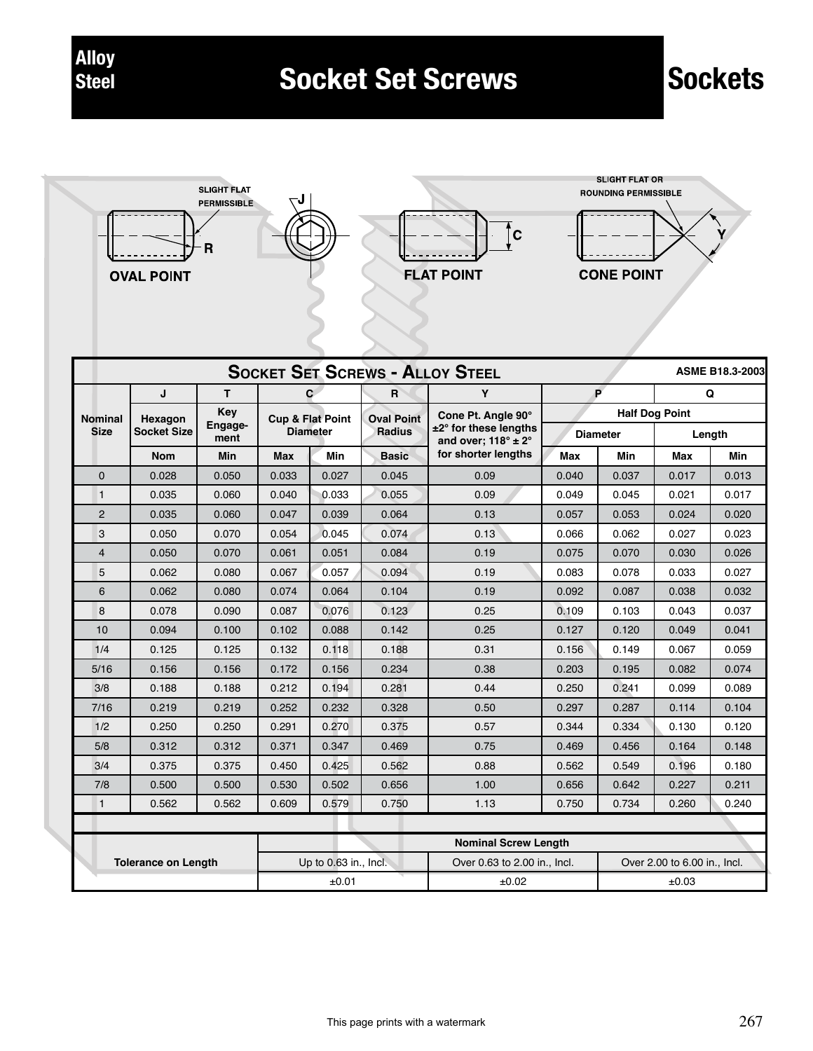# Alloy Steel Socket Set Screws

## Sockets

SLIGHT FLAT PERMISSIBLE

J

R

OVAL POINT

C

FLAT POINT

SLIGHT FLAT OR ROUNDING PERMISSIBLE

Y

CONE POINT

### Socket Set Screws - Alloy Steel

ASME B18.3-2003

| | J | T | C | | R | Y | P | | Q | |
|---|---|---|---|---|---|---|---|---|---|---|
| Nominal Size | Hexagon Socket Size | Key Engage-ment | Cup & Flat Point Diameter | | Oval Point Radius | Cone Pt. Angle 90° ±2° for these lengths and over; 118° ± 2° for shorter lengths | Half Dog Point | | | |
| | | | | | | | Diameter | | Length | |
| | Nom | Min | Max | Min | Basic | | Max | Min | Max | Min |
| 0 | 0.028 | 0.050 | 0.033 | 0.027 | 0.045 | 0.09 | 0.040 | 0.037 | 0.017 | 0.013 |
| 1 | 0.035 | 0.060 | 0.040 | 0.033 | 0.055 | 0.09 | 0.049 | 0.045 | 0.021 | 0.017 |
| 2 | 0.035 | 0.060 | 0.047 | 0.039 | 0.064 | 0.13 | 0.057 | 0.053 | 0.024 | 0.020 |
| 3 | 0.050 | 0.070 | 0.054 | 0.045 | 0.074 | 0.13 | 0.066 | 0.062 | 0.027 | 0.023 |
| 4 | 0.050 | 0.070 | 0.061 | 0.051 | 0.084 | 0.19 | 0.075 | 0.070 | 0.030 | 0.026 |
| 5 | 0.062 | 0.080 | 0.067 | 0.057 | 0.094 | 0.19 | 0.083 | 0.078 | 0.033 | 0.027 |
| 6 | 0.062 | 0.080 | 0.074 | 0.064 | 0.104 | 0.19 | 0.092 | 0.087 | 0.038 | 0.032 |
| 8 | 0.078 | 0.090 | 0.087 | 0.076 | 0.123 | 0.25 | 0.109 | 0.103 | 0.043 | 0.037 |
| 10 | 0.094 | 0.100 | 0.102 | 0.088 | 0.142 | 0.25 | 0.127 | 0.120 | 0.049 | 0.041 |
| 1/4 | 0.125 | 0.125 | 0.132 | 0.118 | 0.188 | 0.31 | 0.156 | 0.149 | 0.067 | 0.059 |
| 5/16 | 0.156 | 0.156 | 0.172 | 0.156 | 0.234 | 0.38 | 0.203 | 0.195 | 0.082 | 0.074 |
| 3/8 | 0.188 | 0.188 | 0.212 | 0.194 | 0.281 | 0.44 | 0.250 | 0.241 | 0.099 | 0.089 |
| 7/16 | 0.219 | 0.219 | 0.252 | 0.232 | 0.328 | 0.50 | 0.297 | 0.287 | 0.114 | 0.104 |
| 1/2 | 0.250 | 0.250 | 0.291 | 0.270 | 0.375 | 0.57 | 0.344 | 0.334 | 0.130 | 0.120 |
| 5/8 | 0.312 | 0.312 | 0.371 | 0.347 | 0.469 | 0.75 | 0.469 | 0.456 | 0.164 | 0.148 |
| 3/4 | 0.375 | 0.375 | 0.450 | 0.425 | 0.562 | 0.88 | 0.562 | 0.549 | 0.196 | 0.180 |
| 7/8 | 0.500 | 0.500 | 0.530 | 0.502 | 0.656 | 1.00 | 0.656 | 0.642 | 0.227 | 0.211 |
| 1 | 0.562 | 0.562 | 0.609 | 0.579 | 0.750 | 1.13 | 0.750 | 0.734 | 0.260 | 0.240 |

| | Nominal Screw Length | | |
|---|---|---|---|
| Tolerance on Length | Up to 0.63 in., Incl. | Over 0.63 to 2.00 in., Incl. | Over 2.00 to 6.00 in., Incl. |
| | ±0.01 | ±0.02 | ±0.03 |

This page prints with a watermark